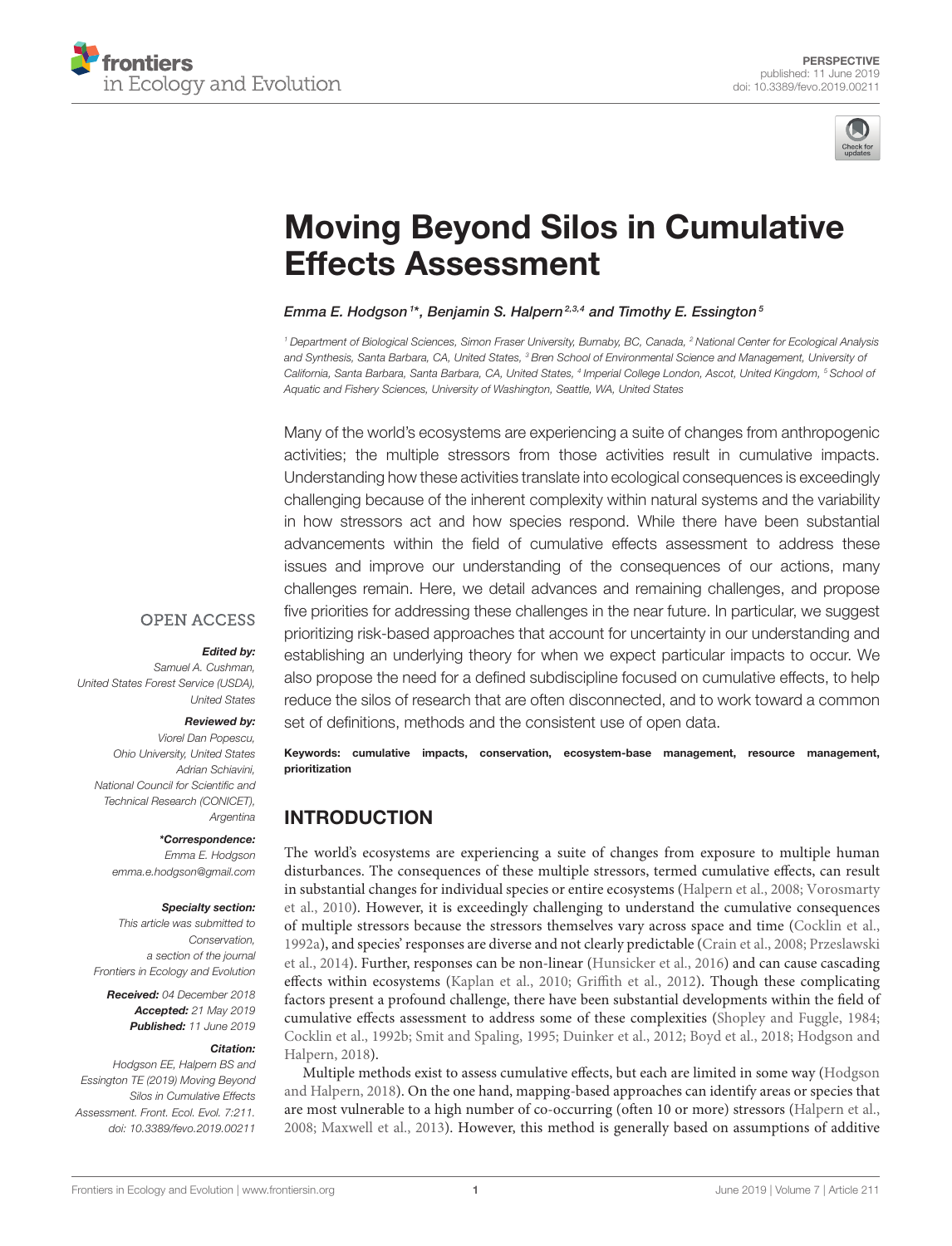PERSPECTIVE
published: 11 June 2019
doi: 10.3389/fevo.2019.00211

# Moving Beyond Silos in Cumulative Effects Assessment

*Emma E. Hodgson[1]\*, Benjamin S. Halpern[2,3,4] and Timothy E. Essington[5]*

[1] Department of Biological Sciences, Simon Fraser University, Burnaby, BC, Canada, [2] National Center for Ecological Analysis and Synthesis, Santa Barbara, CA, United States, [3] Bren School of Environmental Science and Management, University of California, Santa Barbara, Santa Barbara, CA, United States, [4] Imperial College London, Ascot, United Kingdom, [5] School of Aquatic and Fishery Sciences, University of Washington, Seattle, WA, United States

OPEN ACCESS

***Edited by:***
Samuel A. Cushman,
United States Forest Service (USDA),
United States

***Reviewed by:***
Viorel Dan Popescu,
Ohio University, United States
Adrian Schiavini,
National Council for Scientific and Technical Research (CONICET),
Argentina

***\*Correspondence:***
Emma E. Hodgson
emma.e.hodgson@gmail.com

***Specialty section:***
This article was submitted to Conservation,
a section of the journal
Frontiers in Ecology and Evolution

***Received:*** 04 December 2018
***Accepted:*** 21 May 2019
***Published:*** 11 June 2019

***Citation:***
Hodgson EE, Halpern BS and Essington TE (2019) Moving Beyond Silos in Cumulative Effects Assessment. Front. Ecol. Evol. 7:211. doi: 10.3389/fevo.2019.00211

Many of the world's ecosystems are experiencing a suite of changes from anthropogenic activities; the multiple stressors from those activities result in cumulative impacts. Understanding how these activities translate into ecological consequences is exceedingly challenging because of the inherent complexity within natural systems and the variability in how stressors act and how species respond. While there have been substantial advancements within the field of cumulative effects assessment to address these issues and improve our understanding of the consequences of our actions, many challenges remain. Here, we detail advances and remaining challenges, and propose five priorities for addressing these challenges in the near future. In particular, we suggest prioritizing risk-based approaches that account for uncertainty in our understanding and establishing an underlying theory for when we expect particular impacts to occur. We also propose the need for a defined subdiscipline focused on cumulative effects, to help reduce the silos of research that are often disconnected, and to work toward a common set of definitions, methods and the consistent use of open data.

**Keywords: cumulative impacts, conservation, ecosystem-base management, resource management, prioritization**

## INTRODUCTION

The world's ecosystems are experiencing a suite of changes from exposure to multiple human disturbances. The consequences of these multiple stressors, termed cumulative effects, can result in substantial changes for individual species or entire ecosystems (Halpern et al., 2008; Vorosmarty et al., 2010). However, it is exceedingly challenging to understand the cumulative consequences of multiple stressors because the stressors themselves vary across space and time (Cocklin et al., 1992a), and species' responses are diverse and not clearly predictable (Crain et al., 2008; Przeslawski et al., 2014). Further, responses can be non-linear (Hunsicker et al., 2016) and can cause cascading effects within ecosystems (Kaplan et al., 2010; Griffith et al., 2012). Though these complicating factors present a profound challenge, there have been substantial developments within the field of cumulative effects assessment to address some of these complexities (Shopley and Fuggle, 1984; Cocklin et al., 1992b; Smit and Spaling, 1995; Duinker et al., 2012; Boyd et al., 2018; Hodgson and Halpern, 2018).

Multiple methods exist to assess cumulative effects, but each are limited in some way (Hodgson and Halpern, 2018). On the one hand, mapping-based approaches can identify areas or species that are most vulnerable to a high number of co-occurring (often 10 or more) stressors (Halpern et al., 2008; Maxwell et al., 2013). However, this method is generally based on assumptions of additive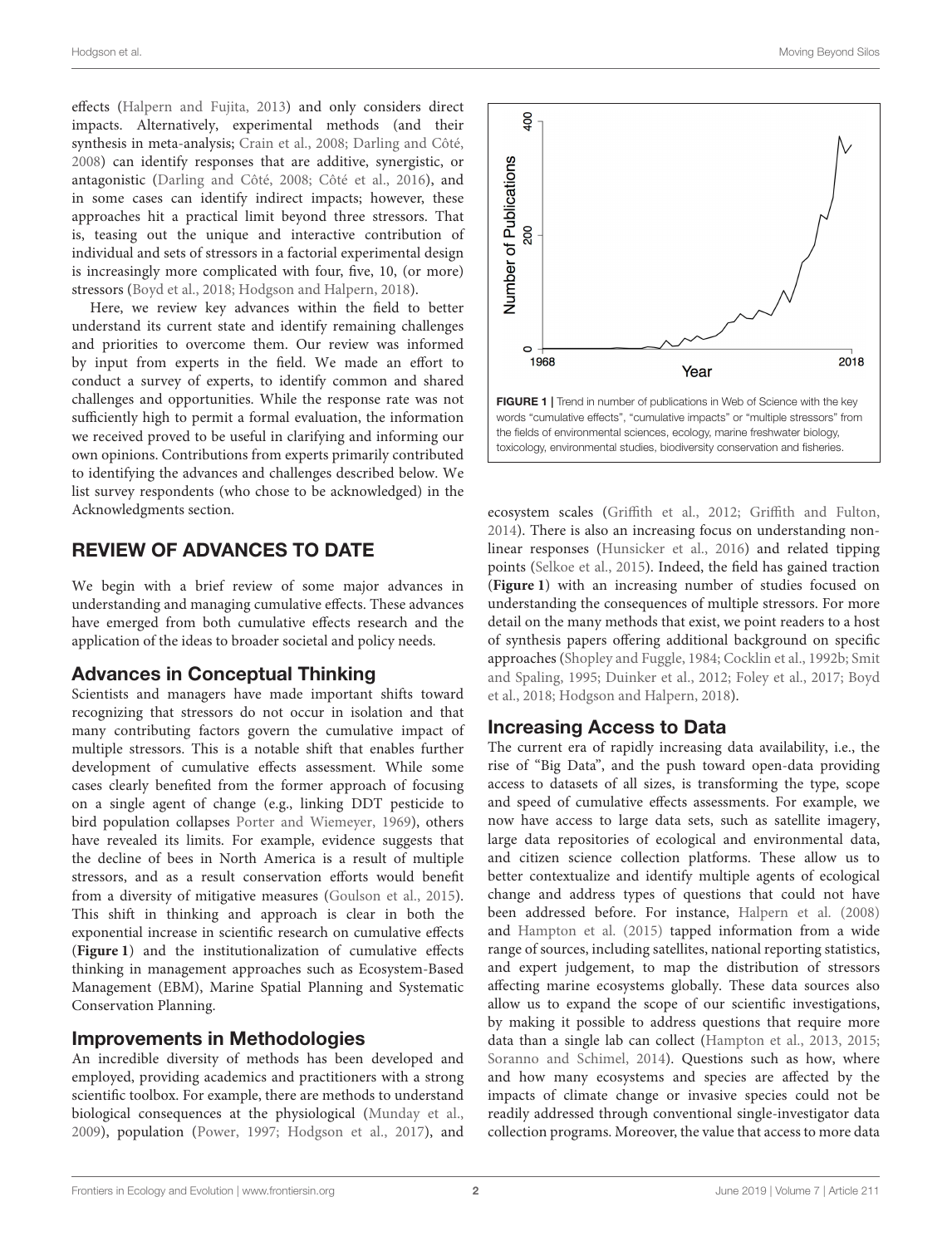effects (Halpern and Fujita, 2013) and only considers direct impacts. Alternatively, experimental methods (and their synthesis in meta-analysis; Crain et al., 2008; Darling and Côté, 2008) can identify responses that are additive, synergistic, or antagonistic (Darling and Côté, 2008; Côté et al., 2016), and in some cases can identify indirect impacts; however, these approaches hit a practical limit beyond three stressors. That is, teasing out the unique and interactive contribution of individual and sets of stressors in a factorial experimental design is increasingly more complicated with four, five, 10, (or more) stressors (Boyd et al., 2018; Hodgson and Halpern, 2018).

Here, we review key advances within the field to better understand its current state and identify remaining challenges and priorities to overcome them. Our review was informed by input from experts in the field. We made an effort to conduct a survey of experts, to identify common and shared challenges and opportunities. While the response rate was not sufficiently high to permit a formal evaluation, the information we received proved to be useful in clarifying and informing our own opinions. Contributions from experts primarily contributed to identifying the advances and challenges described below. We list survey respondents (who chose to be acknowledged) in the Acknowledgments section.

## REVIEW OF ADVANCES TO DATE

We begin with a brief review of some major advances in understanding and managing cumulative effects. These advances have emerged from both cumulative effects research and the application of the ideas to broader societal and policy needs.

### Advances in Conceptual Thinking

Scientists and managers have made important shifts toward recognizing that stressors do not occur in isolation and that many contributing factors govern the cumulative impact of multiple stressors. This is a notable shift that enables further development of cumulative effects assessment. While some cases clearly benefited from the former approach of focusing on a single agent of change (e.g., linking DDT pesticide to bird population collapses Porter and Wiemeyer, 1969), others have revealed its limits. For example, evidence suggests that the decline of bees in North America is a result of multiple stressors, and as a result conservation efforts would benefit from a diversity of mitigative measures (Goulson et al., 2015). This shift in thinking and approach is clear in both the exponential increase in scientific research on cumulative effects (**Figure 1**) and the institutionalization of cumulative effects thinking in management approaches such as Ecosystem-Based Management (EBM), Marine Spatial Planning and Systematic Conservation Planning.

### Improvements in Methodologies

An incredible diversity of methods has been developed and employed, providing academics and practitioners with a strong scientific toolbox. For example, there are methods to understand biological consequences at the physiological (Munday et al., 2009), population (Power, 1997; Hodgson et al., 2017), and ecosystem scales (Griffith et al., 2012; Griffith and Fulton, 2014). There is also an increasing focus on understanding non-linear responses (Hunsicker et al., 2016) and related tipping points (Selkoe et al., 2015). Indeed, the field has gained traction (**Figure 1**) with an increasing number of studies focused on understanding the consequences of multiple stressors. For more detail on the many methods that exist, we point readers to a host of synthesis papers offering additional background on specific approaches (Shopley and Fuggle, 1984; Cocklin et al., 1992b; Smit and Spaling, 1995; Duinker et al., 2012; Foley et al., 2017; Boyd et al., 2018; Hodgson and Halpern, 2018).

**FIGURE 1 |** Trend in number of publications in Web of Science with the key words "cumulative effects", "cumulative impacts" or "multiple stressors" from the fields of environmental sciences, ecology, marine freshwater biology, toxicology, environmental studies, biodiversity conservation and fisheries.

### Increasing Access to Data

The current era of rapidly increasing data availability, i.e., the rise of "Big Data", and the push toward open-data providing access to datasets of all sizes, is transforming the type, scope and speed of cumulative effects assessments. For example, we now have access to large data sets, such as satellite imagery, large data repositories of ecological and environmental data, and citizen science collection platforms. These allow us to better contextualize and identify multiple agents of ecological change and address types of questions that could not have been addressed before. For instance, Halpern et al. (2008) and Hampton et al. (2015) tapped information from a wide range of sources, including satellites, national reporting statistics, and expert judgement, to map the distribution of stressors affecting marine ecosystems globally. These data sources also allow us to expand the scope of our scientific investigations, by making it possible to address questions that require more data than a single lab can collect (Hampton et al., 2013, 2015; Soranno and Schimel, 2014). Questions such as how, where and how many ecosystems and species are affected by the impacts of climate change or invasive species could not be readily addressed through conventional single-investigator data collection programs. Moreover, the value that access to more data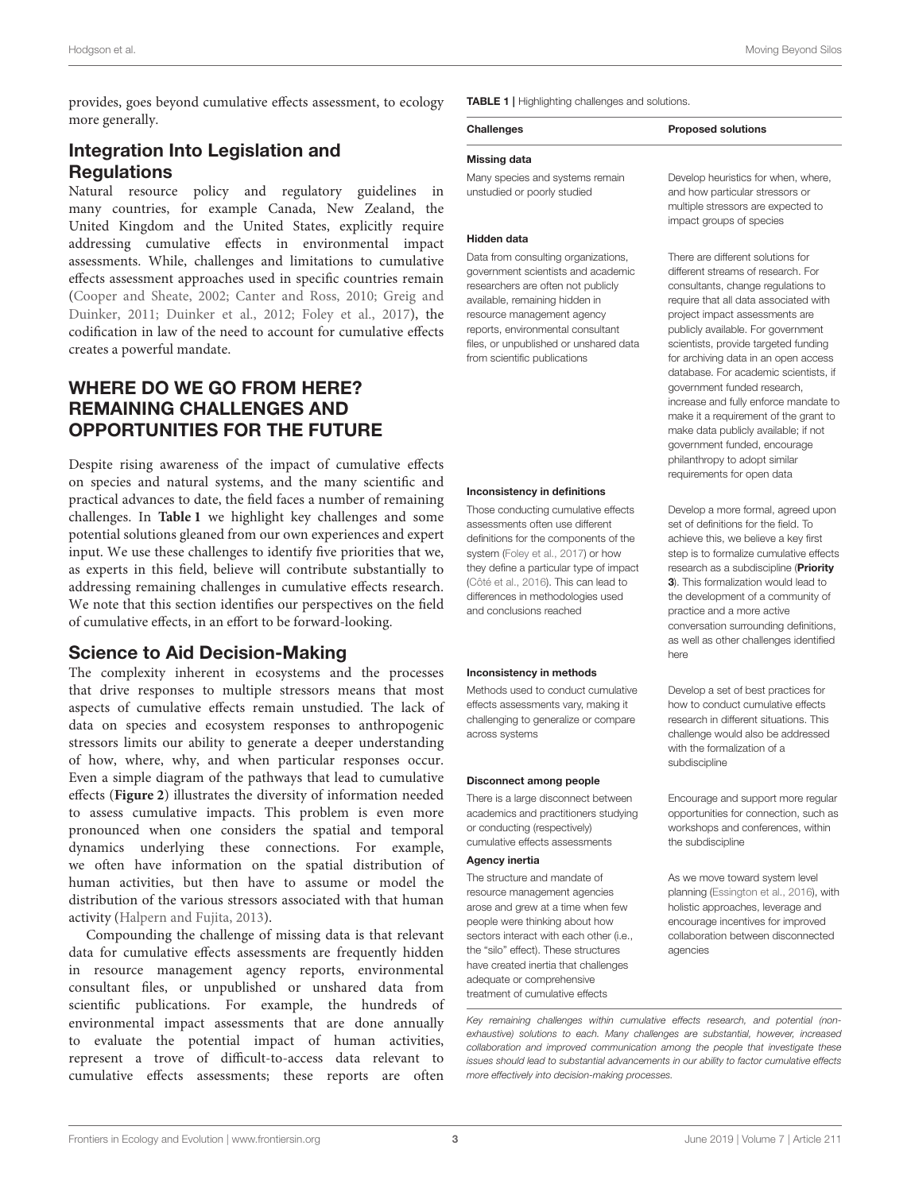provides, goes beyond cumulative effects assessment, to ecology more generally.

## Integration Into Legislation and Regulations

Natural resource policy and regulatory guidelines in many countries, for example Canada, New Zealand, the United Kingdom and the United States, explicitly require addressing cumulative effects in environmental impact assessments. While, challenges and limitations to cumulative effects assessment approaches used in specific countries remain (Cooper and Sheate, 2002; Canter and Ross, 2010; Greig and Duinker, 2011; Duinker et al., 2012; Foley et al., 2017), the codification in law of the need to account for cumulative effects creates a powerful mandate.

# WHERE DO WE GO FROM HERE? REMAINING CHALLENGES AND OPPORTUNITIES FOR THE FUTURE

Despite rising awareness of the impact of cumulative effects on species and natural systems, and the many scientific and practical advances to date, the field faces a number of remaining challenges. In **Table 1** we highlight key challenges and some potential solutions gleaned from our own experiences and expert input. We use these challenges to identify five priorities that we, as experts in this field, believe will contribute substantially to addressing remaining challenges in cumulative effects research. We note that this section identifies our perspectives on the field of cumulative effects, in an effort to be forward-looking.

## Science to Aid Decision-Making

The complexity inherent in ecosystems and the processes that drive responses to multiple stressors means that most aspects of cumulative effects remain unstudied. The lack of data on species and ecosystem responses to anthropogenic stressors limits our ability to generate a deeper understanding of how, where, why, and when particular responses occur. Even a simple diagram of the pathways that lead to cumulative effects (**Figure 2**) illustrates the diversity of information needed to assess cumulative impacts. This problem is even more pronounced when one considers the spatial and temporal dynamics underlying these connections. For example, we often have information on the spatial distribution of human activities, but then have to assume or model the distribution of the various stressors associated with that human activity (Halpern and Fujita, 2013).

Compounding the challenge of missing data is that relevant data for cumulative effects assessments are frequently hidden in resource management agency reports, environmental consultant files, or unpublished or unshared data from scientific publications. For example, the hundreds of environmental impact assessments that are done annually to evaluate the potential impact of human activities, represent a trove of difficult-to-access data relevant to cumulative effects assessments; these reports are often

**TABLE 1** | Highlighting challenges and solutions.

| Challenges | Proposed solutions |
|---|---|
| **Missing data** | |
| Many species and systems remain unstudied or poorly studied | Develop heuristics for when, where, and how particular stressors or multiple stressors are expected to impact groups of species |
| **Hidden data** | |
| Data from consulting organizations, government scientists and academic researchers are often not publicly available, remaining hidden in resource management agency reports, environmental consultant files, or unpublished or unshared data from scientific publications | There are different solutions for different streams of research. For consultants, change regulations to require that all data associated with project impact assessments are publicly available. For government scientists, provide targeted funding for archiving data in an open access database. For academic scientists, if government funded research, increase and fully enforce mandate to make it a requirement of the grant to make data publicly available; if not government funded, encourage philanthropy to adopt similar requirements for open data |
| **Inconsistency in definitions** | |
| Those conducting cumulative effects assessments often use different definitions for the components of the system (Foley et al., 2017) or how they define a particular type of impact (Côté et al., 2016). This can lead to differences in methodologies used and conclusions reached | Develop a more formal, agreed upon set of definitions for the field. To achieve this, we believe a key first step is to formalize cumulative effects research as a subdiscipline (**Priority 3**). This formalization would lead to the development of a community of practice and a more active conversation surrounding definitions, as well as other challenges identified here |
| **Inconsistency in methods** | |
| Methods used to conduct cumulative effects assessments vary, making it challenging to generalize or compare across systems | Develop a set of best practices for how to conduct cumulative effects research in different situations. This challenge would also be addressed with the formalization of a subdiscipline |
| **Disconnect among people** | |
| There is a large disconnect between academics and practitioners studying or conducting (respectively) cumulative effects assessments | Encourage and support more regular opportunities for connection, such as workshops and conferences, within the subdiscipline |
| **Agency inertia** | |
| The structure and mandate of resource management agencies arose and grew at a time when few people were thinking about how sectors interact with each other (i.e., the "silo" effect). These structures have created inertia that challenges adequate or comprehensive treatment of cumulative effects | As we move toward system level planning (Essington et al., 2016), with holistic approaches, leverage and encourage incentives for improved collaboration between disconnected agencies |

*Key remaining challenges within cumulative effects research, and potential (non-exhaustive) solutions to each. Many challenges are substantial, however, increased collaboration and improved communication among the people that investigate these issues should lead to substantial advancements in our ability to factor cumulative effects more effectively into decision-making processes.*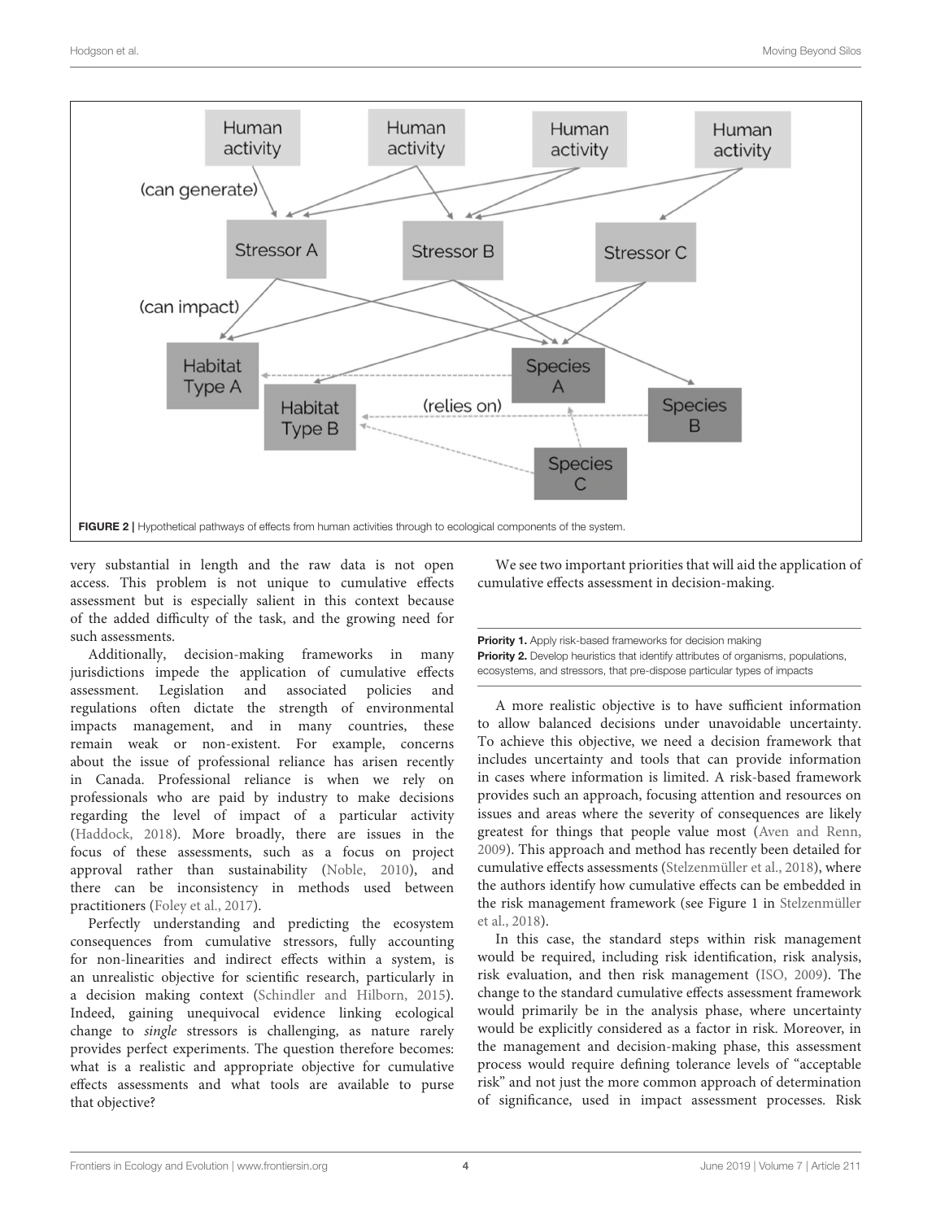FIGURE 2 | Hypothetical pathways of effects from human activities through to ecological components of the system.

very substantial in length and the raw data is not open access. This problem is not unique to cumulative effects assessment but is especially salient in this context because of the added difficulty of the task, and the growing need for such assessments.

Additionally, decision-making frameworks in many jurisdictions impede the application of cumulative effects assessment. Legislation and associated policies and regulations often dictate the strength of environmental impacts management, and in many countries, these remain weak or non-existent. For example, concerns about the issue of professional reliance has arisen recently in Canada. Professional reliance is when we rely on professionals who are paid by industry to make decisions regarding the level of impact of a particular activity (Haddock, 2018). More broadly, there are issues in the focus of these assessments, such as a focus on project approval rather than sustainability (Noble, 2010), and there can be inconsistency in methods used between practitioners (Foley et al., 2017).

Perfectly understanding and predicting the ecosystem consequences from cumulative stressors, fully accounting for non-linearities and indirect effects within a system, is an unrealistic objective for scientific research, particularly in a decision making context (Schindler and Hilborn, 2015). Indeed, gaining unequivocal evidence linking ecological change to *single* stressors is challenging, as nature rarely provides perfect experiments. The question therefore becomes: what is a realistic and appropriate objective for cumulative effects assessments and what tools are available to purse that objective?

We see two important priorities that will aid the application of cumulative effects assessment in decision-making.

**Priority 1.** Apply risk-based frameworks for decision making
**Priority 2.** Develop heuristics that identify attributes of organisms, populations, ecosystems, and stressors, that pre-dispose particular types of impacts

A more realistic objective is to have sufficient information to allow balanced decisions under unavoidable uncertainty. To achieve this objective, we need a decision framework that includes uncertainty and tools that can provide information in cases where information is limited. A risk-based framework provides such an approach, focusing attention and resources on issues and areas where the severity of consequences are likely greatest for things that people value most (Aven and Renn, 2009). This approach and method has recently been detailed for cumulative effects assessments (Stelzenmüller et al., 2018), where the authors identify how cumulative effects can be embedded in the risk management framework (see Figure 1 in Stelzenmüller et al., 2018).

In this case, the standard steps within risk management would be required, including risk identification, risk analysis, risk evaluation, and then risk management (ISO, 2009). The change to the standard cumulative effects assessment framework would primarily be in the analysis phase, where uncertainty would be explicitly considered as a factor in risk. Moreover, in the management and decision-making phase, this assessment process would require defining tolerance levels of "acceptable risk" and not just the more common approach of determination of significance, used in impact assessment processes. Risk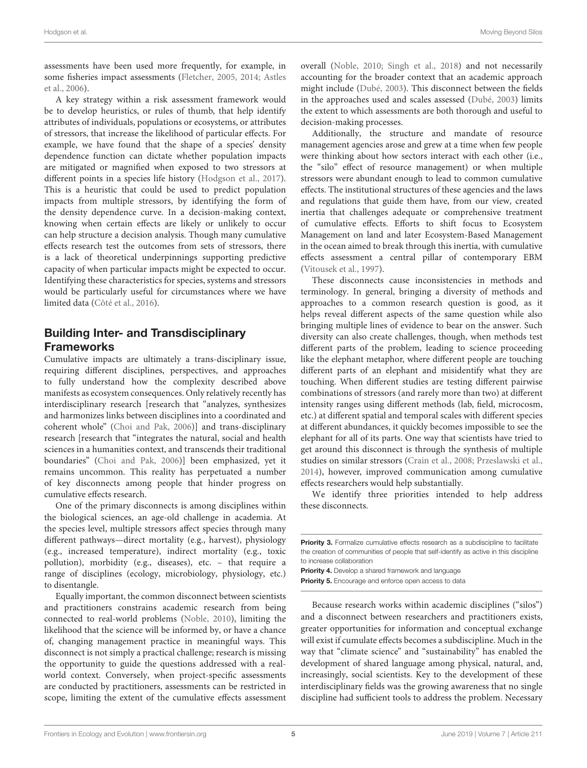assessments have been used more frequently, for example, in some fisheries impact assessments (Fletcher, 2005, 2014; Astles et al., 2006).

A key strategy within a risk assessment framework would be to develop heuristics, or rules of thumb, that help identify attributes of individuals, populations or ecosystems, or attributes of stressors, that increase the likelihood of particular effects. For example, we have found that the shape of a species' density dependence function can dictate whether population impacts are mitigated or magnified when exposed to two stressors at different points in a species life history (Hodgson et al., 2017). This is a heuristic that could be used to predict population impacts from multiple stressors, by identifying the form of the density dependence curve. In a decision-making context, knowing when certain effects are likely or unlikely to occur can help structure a decision analysis. Though many cumulative effects research test the outcomes from sets of stressors, there is a lack of theoretical underpinnings supporting predictive capacity of when particular impacts might be expected to occur. Identifying these characteristics for species, systems and stressors would be particularly useful for circumstances where we have limited data (Côté et al., 2016).

## Building Inter- and Transdisciplinary Frameworks

Cumulative impacts are ultimately a trans-disciplinary issue, requiring different disciplines, perspectives, and approaches to fully understand how the complexity described above manifests as ecosystem consequences. Only relatively recently has interdisciplinary research [research that "analyzes, synthesizes and harmonizes links between disciplines into a coordinated and coherent whole" (Choi and Pak, 2006)] and trans-disciplinary research [research that "integrates the natural, social and health sciences in a humanities context, and transcends their traditional boundaries" (Choi and Pak, 2006)] been emphasized, yet it remains uncommon. This reality has perpetuated a number of key disconnects among people that hinder progress on cumulative effects research.

One of the primary disconnects is among disciplines within the biological sciences, an age-old challenge in academia. At the species level, multiple stressors affect species through many different pathways—direct mortality (e.g., harvest), physiology (e.g., increased temperature), indirect mortality (e.g., toxic pollution), morbidity (e.g., diseases), etc. – that require a range of disciplines (ecology, microbiology, physiology, etc.) to disentangle.

Equally important, the common disconnect between scientists and practitioners constrains academic research from being connected to real-world problems (Noble, 2010), limiting the likelihood that the science will be informed by, or have a chance of, changing management practice in meaningful ways. This disconnect is not simply a practical challenge; research is missing the opportunity to guide the questions addressed with a real-world context. Conversely, when project-specific assessments are conducted by practitioners, assessments can be restricted in scope, limiting the extent of the cumulative effects assessment overall (Noble, 2010; Singh et al., 2018) and not necessarily accounting for the broader context that an academic approach might include (Dubé, 2003). This disconnect between the fields in the approaches used and scales assessed (Dubé, 2003) limits the extent to which assessments are both thorough and useful to decision-making processes.

Additionally, the structure and mandate of resource management agencies arose and grew at a time when few people were thinking about how sectors interact with each other (i.e., the "silo" effect of resource management) or when multiple stressors were abundant enough to lead to common cumulative effects. The institutional structures of these agencies and the laws and regulations that guide them have, from our view, created inertia that challenges adequate or comprehensive treatment of cumulative effects. Efforts to shift focus to Ecosystem Management on land and later Ecosystem-Based Management in the ocean aimed to break through this inertia, with cumulative effects assessment a central pillar of contemporary EBM (Vitousek et al., 1997).

These disconnects cause inconsistencies in methods and terminology. In general, bringing a diversity of methods and approaches to a common research question is good, as it helps reveal different aspects of the same question while also bringing multiple lines of evidence to bear on the answer. Such diversity can also create challenges, though, when methods test different parts of the problem, leading to science proceeding like the elephant metaphor, where different people are touching different parts of an elephant and misidentify what they are touching. When different studies are testing different pairwise combinations of stressors (and rarely more than two) at different intensity ranges using different methods (lab, field, microcosm, etc.) at different spatial and temporal scales with different species at different abundances, it quickly becomes impossible to see the elephant for all of its parts. One way that scientists have tried to get around this disconnect is through the synthesis of multiple studies on similar stressors (Crain et al., 2008; Przeslawski et al., 2014), however, improved communication among cumulative effects researchers would help substantially.

We identify three priorities intended to help address these disconnects.

**Priority 3.** Formalize cumulative effects research as a subdiscipline to facilitate the creation of communities of people that self-identify as active in this discipline to increase collaboration
**Priority 4.** Develop a shared framework and language
**Priority 5.** Encourage and enforce open access to data

Because research works within academic disciplines ("silos") and a disconnect between researchers and practitioners exists, greater opportunities for information and conceptual exchange will exist if cumulate effects becomes a subdiscipline. Much in the way that "climate science" and "sustainability" has enabled the development of shared language among physical, natural, and, increasingly, social scientists. Key to the development of these interdisciplinary fields was the growing awareness that no single discipline had sufficient tools to address the problem. Necessary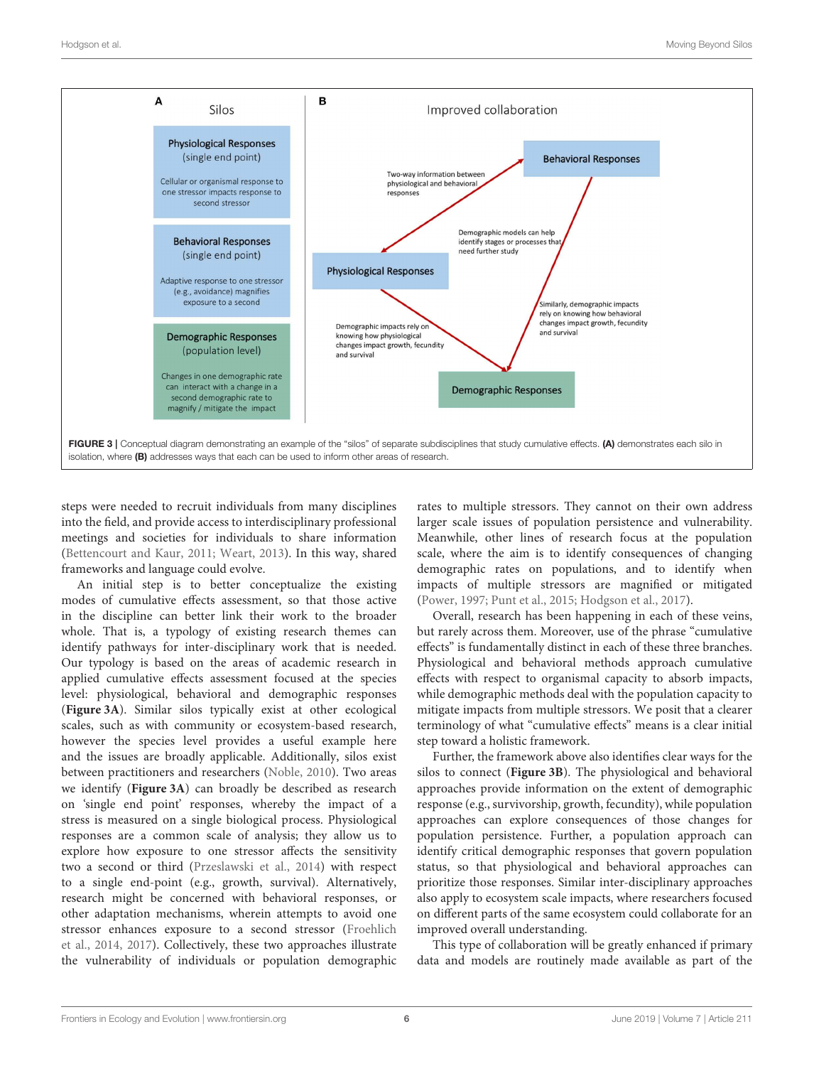**FIGURE 3 |** Conceptual diagram demonstrating an example of the "silos" of separate subdisciplines that study cumulative effects. **(A)** demonstrates each silo in isolation, where **(B)** addresses ways that each can be used to inform other areas of research.

steps were needed to recruit individuals from many disciplines into the field, and provide access to interdisciplinary professional meetings and societies for individuals to share information (Bettencourt and Kaur, 2011; Weart, 2013). In this way, shared frameworks and language could evolve.

An initial step is to better conceptualize the existing modes of cumulative effects assessment, so that those active in the discipline can better link their work to the broader whole. That is, a typology of existing research themes can identify pathways for inter-disciplinary work that is needed. Our typology is based on the areas of academic research in applied cumulative effects assessment focused at the species level: physiological, behavioral and demographic responses (**Figure 3A**). Similar silos typically exist at other ecological scales, such as with community or ecosystem-based research, however the species level provides a useful example here and the issues are broadly applicable. Additionally, silos exist between practitioners and researchers (Noble, 2010). Two areas we identify (**Figure 3A**) can broadly be described as research on 'single end point' responses, whereby the impact of a stress is measured on a single biological process. Physiological responses are a common scale of analysis; they allow us to explore how exposure to one stressor affects the sensitivity two a second or third (Przeslawski et al., 2014) with respect to a single end-point (e.g., growth, survival). Alternatively, research might be concerned with behavioral responses, or other adaptation mechanisms, wherein attempts to avoid one stressor enhances exposure to a second stressor (Froehlich et al., 2014, 2017). Collectively, these two approaches illustrate the vulnerability of individuals or population demographic rates to multiple stressors. They cannot on their own address larger scale issues of population persistence and vulnerability. Meanwhile, other lines of research focus at the population scale, where the aim is to identify consequences of changing demographic rates on populations, and to identify when impacts of multiple stressors are magnified or mitigated (Power, 1997; Punt et al., 2015; Hodgson et al., 2017).

Overall, research has been happening in each of these veins, but rarely across them. Moreover, use of the phrase "cumulative effects" is fundamentally distinct in each of these three branches. Physiological and behavioral methods approach cumulative effects with respect to organismal capacity to absorb impacts, while demographic methods deal with the population capacity to mitigate impacts from multiple stressors. We posit that a clearer terminology of what "cumulative effects" means is a clear initial step toward a holistic framework.

Further, the framework above also identifies clear ways for the silos to connect (**Figure 3B**). The physiological and behavioral approaches provide information on the extent of demographic response (e.g., survivorship, growth, fecundity), while population approaches can explore consequences of those changes for population persistence. Further, a population approach can identify critical demographic responses that govern population status, so that physiological and behavioral approaches can prioritize those responses. Similar inter-disciplinary approaches also apply to ecosystem scale impacts, where researchers focused on different parts of the same ecosystem could collaborate for an improved overall understanding.

This type of collaboration will be greatly enhanced if primary data and models are routinely made available as part of the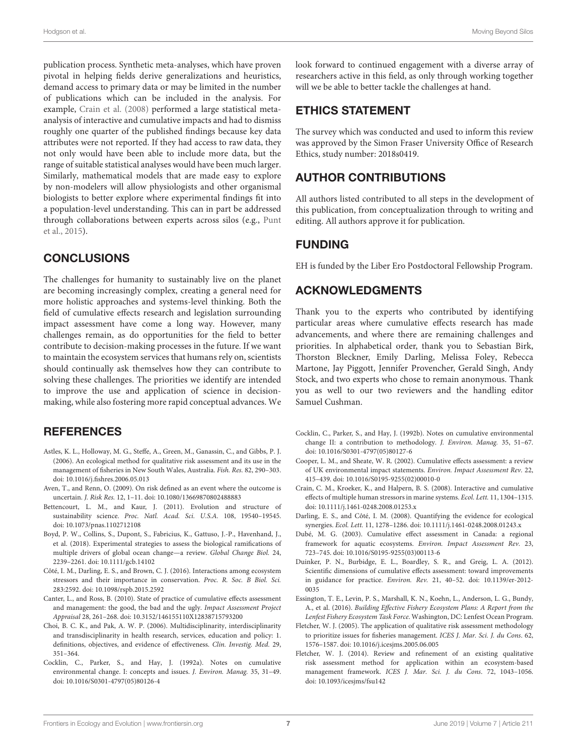publication process. Synthetic meta-analyses, which have proven pivotal in helping fields derive generalizations and heuristics, demand access to primary data or may be limited in the number of publications which can be included in the analysis. For example, Crain et al. (2008) performed a large statistical meta-analysis of interactive and cumulative impacts and had to dismiss roughly one quarter of the published findings because key data attributes were not reported. If they had access to raw data, they not only would have been able to include more data, but the range of suitable statistical analyses would have been much larger. Similarly, mathematical models that are made easy to explore by non-modelers will allow physiologists and other organismal biologists to better explore where experimental findings fit into a population-level understanding. This can in part be addressed through collaborations between experts across silos (e.g., Punt et al., 2015).

## CONCLUSIONS

The challenges for humanity to sustainably live on the planet are becoming increasingly complex, creating a general need for more holistic approaches and systems-level thinking. Both the field of cumulative effects research and legislation surrounding impact assessment have come a long way. However, many challenges remain, as do opportunities for the field to better contribute to decision-making processes in the future. If we want to maintain the ecosystem services that humans rely on, scientists should continually ask themselves how they can contribute to solving these challenges. The priorities we identify are intended to improve the use and application of science in decision-making, while also fostering more rapid conceptual advances. We look forward to continued engagement with a diverse array of researchers active in this field, as only through working together will we be able to better tackle the challenges at hand.

## ETHICS STATEMENT

The survey which was conducted and used to inform this review was approved by the Simon Fraser University Office of Research Ethics, study number: 2018s0419.

## AUTHOR CONTRIBUTIONS

All authors listed contributed to all steps in the development of this publication, from conceptualization through to writing and editing. All authors approve it for publication.

## FUNDING

EH is funded by the Liber Ero Postdoctoral Fellowship Program.

## ACKNOWLEDGMENTS

Thank you to the experts who contributed by identifying particular areas where cumulative effects research has made advancements, and where there are remaining challenges and priorities. In alphabetical order, thank you to Sebastian Birk, Thorston Bleckner, Emily Darling, Melissa Foley, Rebecca Martone, Jay Piggott, Jennifer Provencher, Gerald Singh, Andy Stock, and two experts who chose to remain anonymous. Thank you as well to our two reviewers and the handling editor Samuel Cushman.

## REFERENCES

Astles, K. L., Holloway, M. G., Steffe, A., Green, M., Ganassin, C., and Gibbs, P. J. (2006). An ecological method for qualitative risk assessment and its use in the management of fisheries in New South Wales, Australia. *Fish. Res.* 82, 290–303. doi: 10.1016/j.fishres.2006.05.013

Aven, T., and Renn, O. (2009). On risk defined as an event where the outcome is uncertain. *J. Risk Res.* 12, 1–11. doi: 10.1080/13669870802488883

Bettencourt, L. M., and Kaur, J. (2011). Evolution and structure of sustainability science. *Proc. Natl. Acad. Sci. U.S.A.* 108, 19540–19545. doi: 10.1073/pnas.1102712108

Boyd, P. W., Collins, S., Dupont, S., Fabricius, K., Gattuso, J.-P., Havenhand, J., et al. (2018). Experimental strategies to assess the biological ramifications of multiple drivers of global ocean change—a review. *Global Change Biol.* 24, 2239–2261. doi: 10.1111/gcb.14102

Côté, I. M., Darling, E. S., and Brown, C. J. (2016). Interactions among ecosystem stressors and their importance in conservation. *Proc. R. Soc. B Biol. Sci.* 283:2592. doi: 10.1098/rspb.2015.2592

Canter, L., and Ross, B. (2010). State of practice of cumulative effects assessment and management: the good, the bad and the ugly. *Impact Assessment Project Appraisal* 28, 261–268. doi: 10.3152/146155110X12838715793200

Choi, B. C. K., and Pak, A. W. P. (2006). Multidisciplinarity, interdisciplinarity and transdisciplinarity in health research, services, education and policy: 1. definitions, objectives, and evidence of effectiveness. *Clin. Investig. Med.* 29, 351–364.

Cocklin, C., Parker, S., and Hay, J. (1992a). Notes on cumulative environmental change. I: concepts and issues. *J. Environ. Manag.* 35, 31–49. doi: 10.1016/S0301-4797(05)80126-4

Cocklin, C., Parker, S., and Hay, J. (1992b). Notes on cumulative environmental change II: a contribution to methodology. *J. Environ. Manag.* 35, 51–67. doi: 10.1016/S0301-4797(05)80127-6

Cooper, L. M., and Sheate, W. R. (2002). Cumulative effects assessment: a review of UK environmental impact statements. *Environ. Impact Assessment Rev.* 22, 415–439. doi: 10.1016/S0195-9255(02)00010-0

Crain, C. M., Kroeker, K., and Halpern, B. S. (2008). Interactive and cumulative effects of multiple human stressors in marine systems. *Ecol. Lett.* 11, 1304–1315. doi: 10.1111/j.1461-0248.2008.01253.x

Darling, E. S., and Côté, I. M. (2008). Quantifying the evidence for ecological synergies. *Ecol. Lett.* 11, 1278–1286. doi: 10.1111/j.1461-0248.2008.01243.x

Dubé, M. G. (2003). Cumulative effect assessment in Canada: a regional framework for aquatic ecosystems. *Environ. Impact Assessment Rev.* 23, 723–745. doi: 10.1016/S0195-9255(03)00113-6

Duinker, P. N., Burbidge, E. L., Boardley, S. R., and Greig, L. A. (2012). Scientific dimensions of cumulative effects assessment: toward improvements in guidance for practice. *Environ. Rev.* 21, 40–52. doi: 10.1139/er-2012-0035

Essington, T. E., Levin, P. S., Marshall, K. N., Koehn, L., Anderson, L. G., Bundy, A., et al. (2016). *Building Effective Fishery Ecosystem Plans: A Report from the Lenfest Fishery Ecosystem Task Force*. Washington, DC: Lenfest Ocean Program.

Fletcher, W. J. (2005). The application of qualitative risk assessment methodology to prioritize issues for fisheries management. *ICES J. Mar. Sci. J. du Cons.* 62, 1576–1587. doi: 10.1016/j.icesjms.2005.06.005

Fletcher, W. J. (2014). Review and refinement of an existing qualitative risk assessment method for application within an ecosystem-based management framework. *ICES J. Mar. Sci. J. du Cons*. 72, 1043–1056. doi: 10.1093/icesjms/fsu142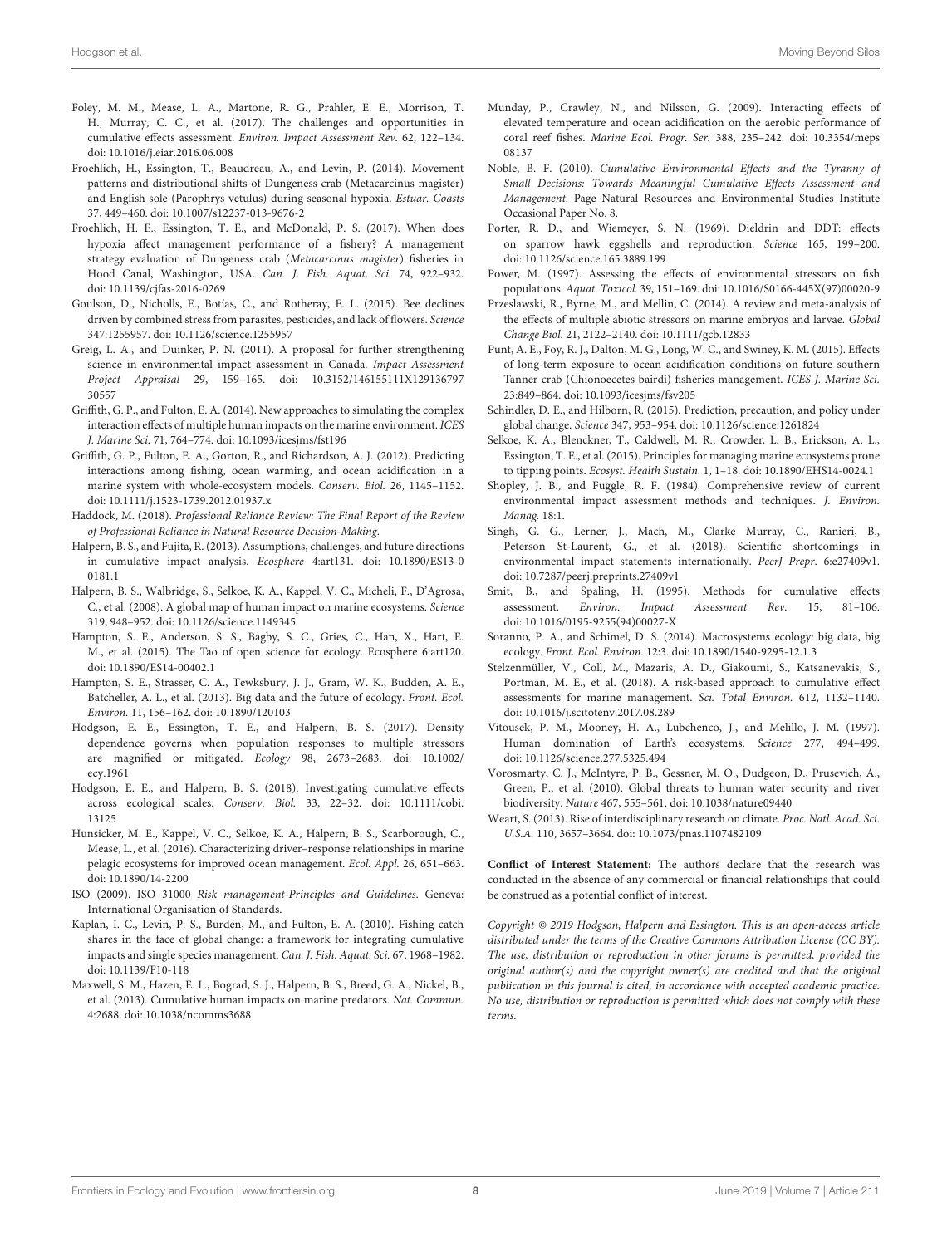Foley, M. M., Mease, L. A., Martone, R. G., Prahler, E. E., Morrison, T. H., Murray, C. C., et al. (2017). The challenges and opportunities in cumulative effects assessment. *Environ. Impact Assessment Rev.* 62, 122–134. doi: 10.1016/j.eiar.2016.06.008

Froehlich, H., Essington, T., Beaudreau, A., and Levin, P. (2014). Movement patterns and distributional shifts of Dungeness crab (Metacarcinus magister) and English sole (Parophrys vetulus) during seasonal hypoxia. *Estuar. Coasts* 37, 449–460. doi: 10.1007/s12237-013-9676-2

Froehlich, H. E., Essington, T. E., and McDonald, P. S. (2017). When does hypoxia affect management performance of a fishery? A management strategy evaluation of Dungeness crab (*Metacarcinus magister*) fisheries in Hood Canal, Washington, USA. *Can. J. Fish. Aquat. Sci.* 74, 922–932. doi: 10.1139/cjfas-2016-0269

Goulson, D., Nicholls, E., Botías, C., and Rotheray, E. L. (2015). Bee declines driven by combined stress from parasites, pesticides, and lack of flowers. *Science* 347:1255957. doi: 10.1126/science.1255957

Greig, L. A., and Duinker, P. N. (2011). A proposal for further strengthening science in environmental impact assessment in Canada. *Impact Assessment Project Appraisal* 29, 159–165. doi: 10.3152/146155111X12913679730557

Griffith, G. P., and Fulton, E. A. (2014). New approaches to simulating the complex interaction effects of multiple human impacts on the marine environment. *ICES J. Marine Sci.* 71, 764–774. doi: 10.1093/icesjms/fst196

Griffith, G. P., Fulton, E. A., Gorton, R., and Richardson, A. J. (2012). Predicting interactions among fishing, ocean warming, and ocean acidification in a marine system with whole-ecosystem models. *Conserv. Biol.* 26, 1145–1152. doi: 10.1111/j.1523-1739.2012.01937.x

Haddock, M. (2018). *Professional Reliance Review: The Final Report of the Review of Professional Reliance in Natural Resource Decision-Making.*

Halpern, B. S., and Fujita, R. (2013). Assumptions, challenges, and future directions in cumulative impact analysis. *Ecosphere* 4:art131. doi: 10.1890/ES13-00181.1

Halpern, B. S., Walbridge, S., Selkoe, K. A., Kappel, V. C., Micheli, F., D'Agrosa, C., et al. (2008). A global map of human impact on marine ecosystems. *Science* 319, 948–952. doi: 10.1126/science.1149345

Hampton, S. E., Anderson, S. S., Bagby, S. C., Gries, C., Han, X., Hart, E. M., et al. (2015). The Tao of open science for ecology. Ecosphere 6:art120. doi: 10.1890/ES14-00402.1

Hampton, S. E., Strasser, C. A., Tewksbury, J. J., Gram, W. K., Budden, A. E., Batcheller, A. L., et al. (2013). Big data and the future of ecology. *Front. Ecol. Environ.* 11, 156–162. doi: 10.1890/120103

Hodgson, E. E., Essington, T. E., and Halpern, B. S. (2017). Density dependence governs when population responses to multiple stressors are magnified or mitigated. *Ecology* 98, 2673–2683. doi: 10.1002/ecy.1961

Hodgson, E. E., and Halpern, B. S. (2018). Investigating cumulative effects across ecological scales. *Conserv. Biol.* 33, 22–32. doi: 10.1111/cobi.13125

Hunsicker, M. E., Kappel, V. C., Selkoe, K. A., Halpern, B. S., Scarborough, C., Mease, L., et al. (2016). Characterizing driver–response relationships in marine pelagic ecosystems for improved ocean management. *Ecol. Appl.* 26, 651–663. doi: 10.1890/14-2200

ISO (2009). ISO 31000 *Risk management-Principles and Guidelines*. Geneva: International Organisation of Standards.

Kaplan, I. C., Levin, P. S., Burden, M., and Fulton, E. A. (2010). Fishing catch shares in the face of global change: a framework for integrating cumulative impacts and single species management. *Can. J. Fish. Aquat. Sci.* 67, 1968–1982. doi: 10.1139/F10-118

Maxwell, S. M., Hazen, E. L., Bograd, S. J., Halpern, B. S., Breed, G. A., Nickel, B., et al. (2013). Cumulative human impacts on marine predators. *Nat. Commun.* 4:2688. doi: 10.1038/ncomms3688

Munday, P., Crawley, N., and Nilsson, G. (2009). Interacting effects of elevated temperature and ocean acidification on the aerobic performance of coral reef fishes. *Marine Ecol. Progr. Ser.* 388, 235–242. doi: 10.3354/meps08137

Noble, B. F. (2010). *Cumulative Environmental Effects and the Tyranny of Small Decisions: Towards Meaningful Cumulative Effects Assessment and Management*. Page Natural Resources and Environmental Studies Institute Occasional Paper No. 8.

Porter, R. D., and Wiemeyer, S. N. (1969). Dieldrin and DDT: effects on sparrow hawk eggshells and reproduction. *Science* 165, 199–200. doi: 10.1126/science.165.3889.199

Power, M. (1997). Assessing the effects of environmental stressors on fish populations. *Aquat. Toxicol.* 39, 151–169. doi: 10.1016/S0166-445X(97)00020-9

Przeslawski, R., Byrne, M., and Mellin, C. (2014). A review and meta-analysis of the effects of multiple abiotic stressors on marine embryos and larvae. *Global Change Biol.* 21, 2122–2140. doi: 10.1111/gcb.12833

Punt, A. E., Foy, R. J., Dalton, M. G., Long, W. C., and Swiney, K. M. (2015). Effects of long-term exposure to ocean acidification conditions on future southern Tanner crab (Chionoecetes bairdi) fisheries management. *ICES J. Marine Sci.* 23:849–864. doi: 10.1093/icesjms/fsv205

Schindler, D. E., and Hilborn, R. (2015). Prediction, precaution, and policy under global change. *Science* 347, 953–954. doi: 10.1126/science.1261824

Selkoe, K. A., Blenckner, T., Caldwell, M. R., Crowder, L. B., Erickson, A. L., Essington, T. E., et al. (2015). Principles for managing marine ecosystems prone to tipping points. *Ecosyst. Health Sustain.* 1, 1–18. doi: 10.1890/EHS14-0024.1

Shopley, J. B., and Fuggle, R. F. (1984). Comprehensive review of current environmental impact assessment methods and techniques. *J. Environ. Manag.* 18:1.

Singh, G. G., Lerner, J., Mach, M., Clarke Murray, C., Ranieri, B., Peterson St-Laurent, G., et al. (2018). Scientific shortcomings in environmental impact statements internationally. *PeerJ Prepr.* 6:e27409v1. doi: 10.7287/peerj.preprints.27409v1

Smit, B., and Spaling, H. (1995). Methods for cumulative effects assessment. *Environ. Impact Assessment Rev.* 15, 81–106. doi: 10.1016/0195-9255(94)00027-X

Soranno, P. A., and Schimel, D. S. (2014). Macrosystems ecology: big data, big ecology. *Front. Ecol. Environ.* 12:3. doi: 10.1890/1540-9295-12.1.3

Stelzenmüller, V., Coll, M., Mazaris, A. D., Giakoumi, S., Katsanevakis, S., Portman, M. E., et al. (2018). A risk-based approach to cumulative effect assessments for marine management. *Sci. Total Environ.* 612, 1132–1140. doi: 10.1016/j.scitotenv.2017.08.289

Vitousek, P. M., Mooney, H. A., Lubchenco, J., and Melillo, J. M. (1997). Human domination of Earth's ecosystems. *Science* 277, 494–499. doi: 10.1126/science.277.5325.494

Vorosmarty, C. J., McIntyre, P. B., Gessner, M. O., Dudgeon, D., Prusevich, A., Green, P., et al. (2010). Global threats to human water security and river biodiversity. *Nature* 467, 555–561. doi: 10.1038/nature09440

Weart, S. (2013). Rise of interdisciplinary research on climate. *Proc. Natl. Acad. Sci. U.S.A.* 110, 3657–3664. doi: 10.1073/pnas.1107482109

**Conflict of Interest Statement:** The authors declare that the research was conducted in the absence of any commercial or financial relationships that could be construed as a potential conflict of interest.

*Copyright © 2019 Hodgson, Halpern and Essington. This is an open-access article distributed under the terms of the Creative Commons Attribution License (CC BY). The use, distribution or reproduction in other forums is permitted, provided the original author(s) and the copyright owner(s) are credited and that the original publication in this journal is cited, in accordance with accepted academic practice. No use, distribution or reproduction is permitted which does not comply with these terms.*